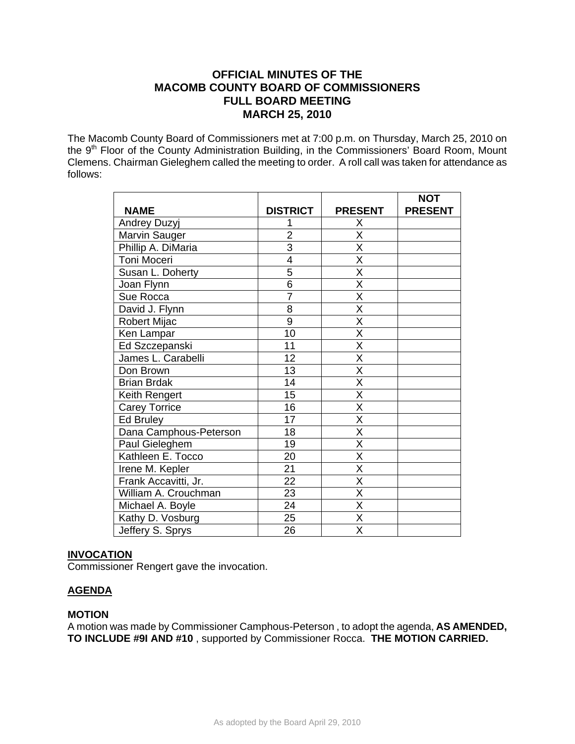# OFFICIAL MINUTES OF THE MACOMB COUNTY BOARD OF COMMISSIONERS FULL BOARD MEETING MARCH 25, 2010

The Macomb County Board of Commissioners met at 7:00 p.m. on Thursday, March 25, 2010 on the 9th Floor of the County Administration Building, in the Commissioners' Board Room, Mount Clemens. Chairman Gieleghem called the meeting to order. A roll call was taken for attendance as follows:

| NAME | DISTRICT | PRESENT | NOT PRESENT |
|---|---|---|---|
| Andrey Duzyj | 1 | X | |
| Marvin Sauger | 2 | X | |
| Phillip A. DiMaria | 3 | X | |
| Toni Moceri | 4 | X | |
| Susan L. Doherty | 5 | X | |
| Joan Flynn | 6 | X | |
| Sue Rocca | 7 | X | |
| David J. Flynn | 8 | X | |
| Robert Mijac | 9 | X | |
| Ken Lampar | 10 | X | |
| Ed Szczepanski | 11 | X | |
| James L. Carabelli | 12 | X | |
| Don Brown | 13 | X | |
| Brian Brdak | 14 | X | |
| Keith Rengert | 15 | X | |
| Carey Torrice | 16 | X | |
| Ed Bruley | 17 | X | |
| Dana Camphous-Peterson | 18 | X | |
| Paul Gieleghem | 19 | X | |
| Kathleen E. Tocco | 20 | X | |
| Irene M. Kepler | 21 | X | |
| Frank Accavitti, Jr. | 22 | X | |
| William A. Crouchman | 23 | X | |
| Michael A. Boyle | 24 | X | |
| Kathy D. Vosburg | 25 | X | |
| Jeffery S. Sprys | 26 | X | |

**INVOCATION**

Commissioner Rengert gave the invocation.

**AGENDA**

**MOTION**

A motion was made by Commissioner Camphous-Peterson , to adopt the agenda, **AS AMENDED, TO INCLUDE #9I AND #10** , supported by Commissioner Rocca. **THE MOTION CARRIED.**

As adopted by the Board April 29, 2010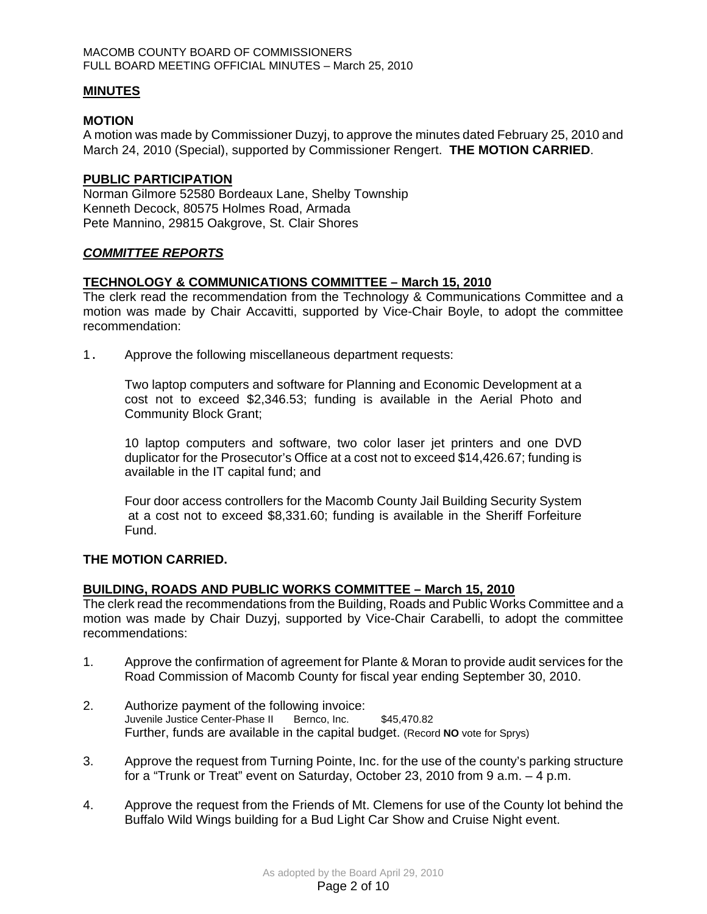## MINUTES

### MOTION

A motion was made by Commissioner Duzyj, to approve the minutes dated February 25, 2010 and March 24, 2010 (Special), supported by Commissioner Rengert. **THE MOTION CARRIED**.

## PUBLIC PARTICIPATION

Norman Gilmore 52580 Bordeaux Lane, Shelby Township
Kenneth Decock, 80575 Holmes Road, Armada
Pete Mannino, 29815 Oakgrove, St. Clair Shores

## *COMMITTEE REPORTS*

### TECHNOLOGY & COMMUNICATIONS COMMITTEE – March 15, 2010

The clerk read the recommendation from the Technology & Communications Committee and a motion was made by Chair Accavitti, supported by Vice-Chair Boyle, to adopt the committee recommendation:

1. Approve the following miscellaneous department requests:

   Two laptop computers and software for Planning and Economic Development at a cost not to exceed $2,346.53; funding is available in the Aerial Photo and Community Block Grant;

   10 laptop computers and software, two color laser jet printers and one DVD duplicator for the Prosecutor's Office at a cost not to exceed $14,426.67; funding is available in the IT capital fund; and

   Four door access controllers for the Macomb County Jail Building Security System at a cost not to exceed $8,331.60; funding is available in the Sheriff Forfeiture Fund.

**THE MOTION CARRIED.**

### BUILDING, ROADS AND PUBLIC WORKS COMMITTEE – March 15, 2010

The clerk read the recommendations from the Building, Roads and Public Works Committee and a motion was made by Chair Duzyj, supported by Vice-Chair Carabelli, to adopt the committee recommendations:

1. Approve the confirmation of agreement for Plante & Moran to provide audit services for the Road Commission of Macomb County for fiscal year ending September 30, 2010.

2. Authorize payment of the following invoice:
   Juvenile Justice Center-Phase II    Bernco, Inc.    $45,470.82
   Further, funds are available in the capital budget. (Record **NO** vote for Sprys)

3. Approve the request from Turning Pointe, Inc. for the use of the county's parking structure for a "Trunk or Treat" event on Saturday, October 23, 2010 from 9 a.m. – 4 p.m.

4. Approve the request from the Friends of Mt. Clemens for use of the County lot behind the Buffalo Wild Wings building for a Bud Light Car Show and Cruise Night event.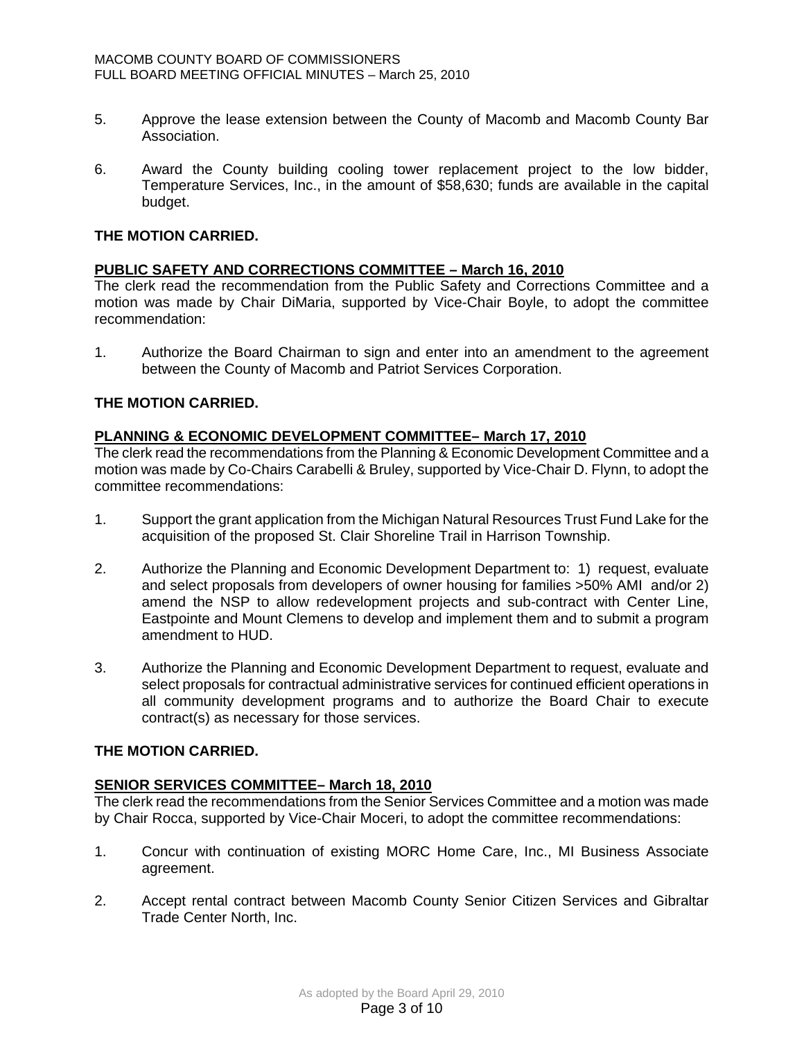5. Approve the lease extension between the County of Macomb and Macomb County Bar Association.

6. Award the County building cooling tower replacement project to the low bidder, Temperature Services, Inc., in the amount of $58,630; funds are available in the capital budget.

**THE MOTION CARRIED.**

**PUBLIC SAFETY AND CORRECTIONS COMMITTEE – March 16, 2010**

The clerk read the recommendation from the Public Safety and Corrections Committee and a motion was made by Chair DiMaria, supported by Vice-Chair Boyle, to adopt the committee recommendation:

1. Authorize the Board Chairman to sign and enter into an amendment to the agreement between the County of Macomb and Patriot Services Corporation.

**THE MOTION CARRIED.**

**PLANNING & ECONOMIC DEVELOPMENT COMMITTEE– March 17, 2010**

The clerk read the recommendations from the Planning & Economic Development Committee and a motion was made by Co-Chairs Carabelli & Bruley, supported by Vice-Chair D. Flynn, to adopt the committee recommendations:

1. Support the grant application from the Michigan Natural Resources Trust Fund Lake for the acquisition of the proposed St. Clair Shoreline Trail in Harrison Township.

2. Authorize the Planning and Economic Development Department to: 1) request, evaluate and select proposals from developers of owner housing for families >50% AMI and/or 2) amend the NSP to allow redevelopment projects and sub-contract with Center Line, Eastpointe and Mount Clemens to develop and implement them and to submit a program amendment to HUD.

3. Authorize the Planning and Economic Development Department to request, evaluate and select proposals for contractual administrative services for continued efficient operations in all community development programs and to authorize the Board Chair to execute contract(s) as necessary for those services.

**THE MOTION CARRIED.**

**SENIOR SERVICES COMMITTEE– March 18, 2010**

The clerk read the recommendations from the Senior Services Committee and a motion was made by Chair Rocca, supported by Vice-Chair Moceri, to adopt the committee recommendations:

1. Concur with continuation of existing MORC Home Care, Inc., MI Business Associate agreement.

2. Accept rental contract between Macomb County Senior Citizen Services and Gibraltar Trade Center North, Inc.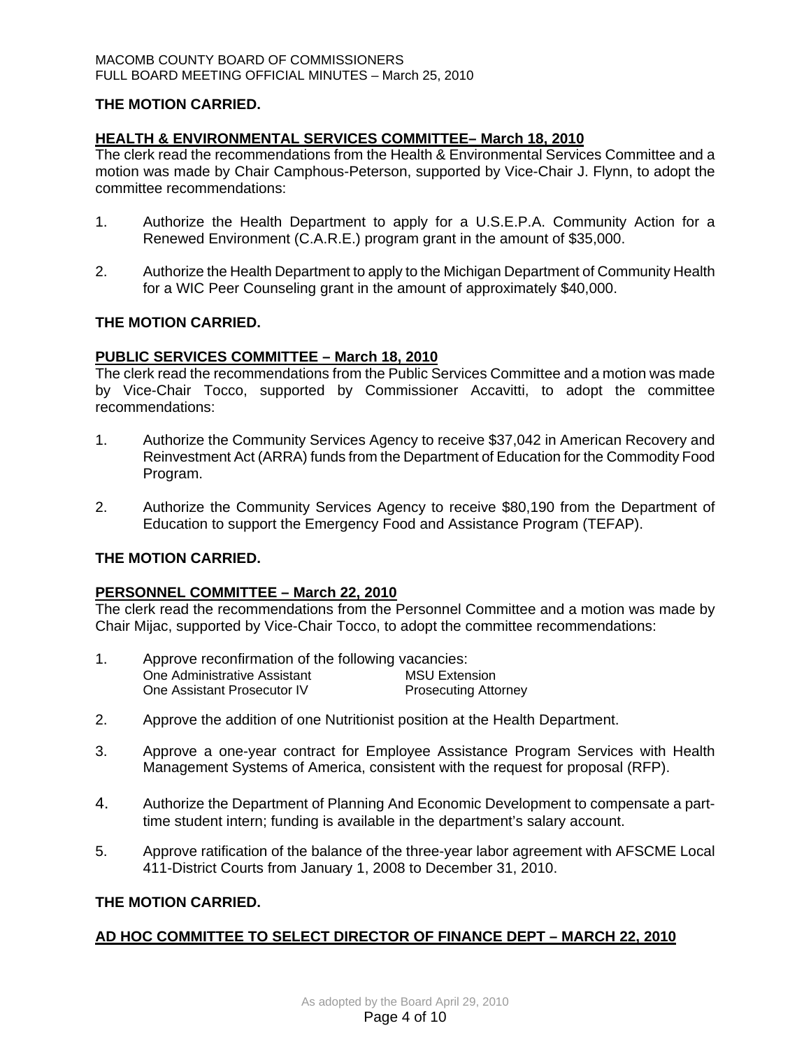**THE MOTION CARRIED.**

**HEALTH & ENVIRONMENTAL SERVICES COMMITTEE– March 18, 2010**

The clerk read the recommendations from the Health & Environmental Services Committee and a motion was made by Chair Camphous-Peterson, supported by Vice-Chair J. Flynn, to adopt the committee recommendations:

1. Authorize the Health Department to apply for a U.S.E.P.A. Community Action for a Renewed Environment (C.A.R.E.) program grant in the amount of $35,000.

2. Authorize the Health Department to apply to the Michigan Department of Community Health for a WIC Peer Counseling grant in the amount of approximately $40,000.

**THE MOTION CARRIED.**

**PUBLIC SERVICES COMMITTEE – March 18, 2010**

The clerk read the recommendations from the Public Services Committee and a motion was made by Vice-Chair Tocco, supported by Commissioner Accavitti, to adopt the committee recommendations:

1. Authorize the Community Services Agency to receive $37,042 in American Recovery and Reinvestment Act (ARRA) funds from the Department of Education for the Commodity Food Program.

2. Authorize the Community Services Agency to receive $80,190 from the Department of Education to support the Emergency Food and Assistance Program (TEFAP).

**THE MOTION CARRIED.**

**PERSONNEL COMMITTEE – March 22, 2010**

The clerk read the recommendations from the Personnel Committee and a motion was made by Chair Mijac, supported by Vice-Chair Tocco, to adopt the committee recommendations:

1. Approve reconfirmation of the following vacancies:

   | | |
   |---|---|
   | One Administrative Assistant | MSU Extension |
   | One Assistant Prosecutor IV | Prosecuting Attorney |

2. Approve the addition of one Nutritionist position at the Health Department.

3. Approve a one-year contract for Employee Assistance Program Services with Health Management Systems of America, consistent with the request for proposal (RFP).

4. Authorize the Department of Planning And Economic Development to compensate a part-time student intern; funding is available in the department's salary account.

5. Approve ratification of the balance of the three-year labor agreement with AFSCME Local 411-District Courts from January 1, 2008 to December 31, 2010.

**THE MOTION CARRIED.**

**AD HOC COMMITTEE TO SELECT DIRECTOR OF FINANCE DEPT – MARCH 22, 2010**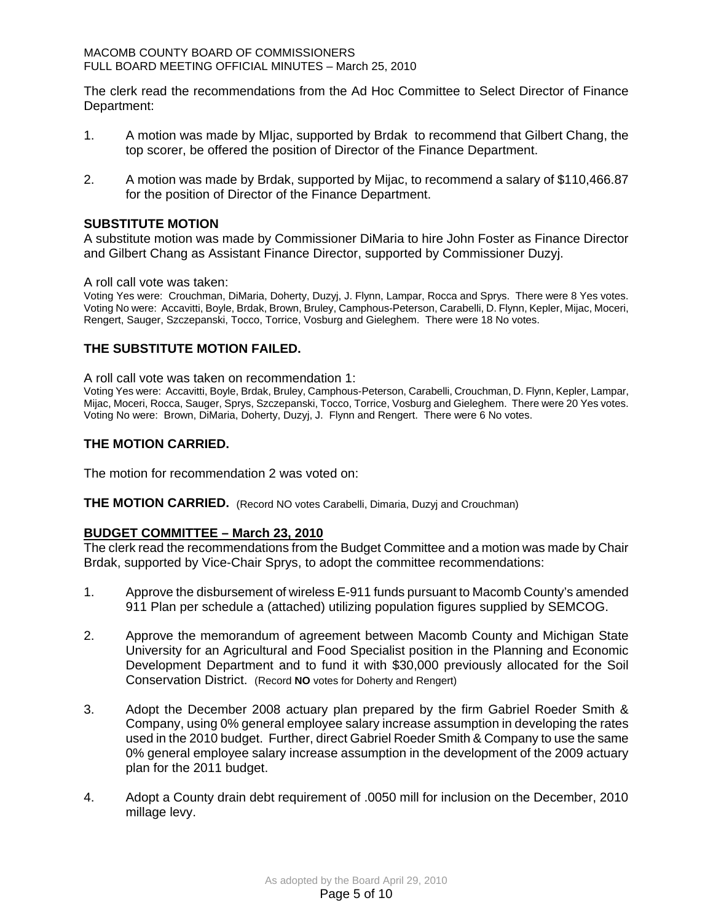The clerk read the recommendations from the Ad Hoc Committee to Select Director of Finance Department:

1. A motion was made by MIjac, supported by Brdak to recommend that Gilbert Chang, the top scorer, be offered the position of Director of the Finance Department.

2. A motion was made by Brdak, supported by Mijac, to recommend a salary of $110,466.87 for the position of Director of the Finance Department.

**SUBSTITUTE MOTION**

A substitute motion was made by Commissioner DiMaria to hire John Foster as Finance Director and Gilbert Chang as Assistant Finance Director, supported by Commissioner Duzyj.

A roll call vote was taken:

Voting Yes were: Crouchman, DiMaria, Doherty, Duzyj, J. Flynn, Lampar, Rocca and Sprys. There were 8 Yes votes. Voting No were: Accavitti, Boyle, Brdak, Brown, Bruley, Camphous-Peterson, Carabelli, D. Flynn, Kepler, Mijac, Moceri, Rengert, Sauger, Szczepanski, Tocco, Torrice, Vosburg and Gieleghem. There were 18 No votes.

**THE SUBSTITUTE MOTION FAILED.**

A roll call vote was taken on recommendation 1:

Voting Yes were: Accavitti, Boyle, Brdak, Bruley, Camphous-Peterson, Carabelli, Crouchman, D. Flynn, Kepler, Lampar, Mijac, Moceri, Rocca, Sauger, Sprys, Szczepanski, Tocco, Torrice, Vosburg and Gieleghem. There were 20 Yes votes. Voting No were: Brown, DiMaria, Doherty, Duzyj, J. Flynn and Rengert. There were 6 No votes.

**THE MOTION CARRIED.**

The motion for recommendation 2 was voted on:

**THE MOTION CARRIED.** (Record NO votes Carabelli, Dimaria, Duzyj and Crouchman)

**BUDGET COMMITTEE – March 23, 2010**

The clerk read the recommendations from the Budget Committee and a motion was made by Chair Brdak, supported by Vice-Chair Sprys, to adopt the committee recommendations:

1. Approve the disbursement of wireless E-911 funds pursuant to Macomb County's amended 911 Plan per schedule a (attached) utilizing population figures supplied by SEMCOG.

2. Approve the memorandum of agreement between Macomb County and Michigan State University for an Agricultural and Food Specialist position in the Planning and Economic Development Department and to fund it with $30,000 previously allocated for the Soil Conservation District. (Record **NO** votes for Doherty and Rengert)

3. Adopt the December 2008 actuary plan prepared by the firm Gabriel Roeder Smith & Company, using 0% general employee salary increase assumption in developing the rates used in the 2010 budget. Further, direct Gabriel Roeder Smith & Company to use the same 0% general employee salary increase assumption in the development of the 2009 actuary plan for the 2011 budget.

4. Adopt a County drain debt requirement of .0050 mill for inclusion on the December, 2010 millage levy.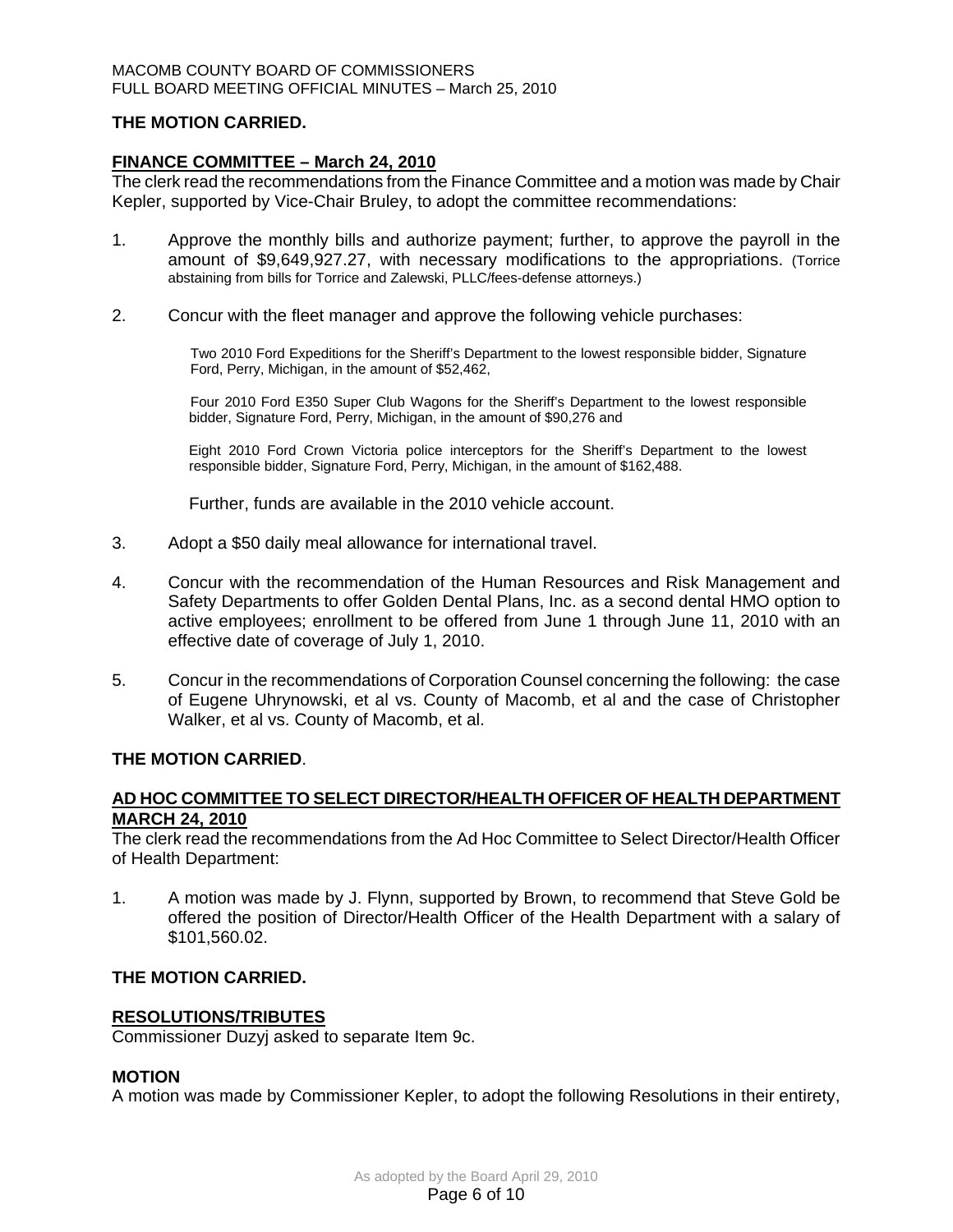**THE MOTION CARRIED.**

**FINANCE COMMITTEE – March 24, 2010**

The clerk read the recommendations from the Finance Committee and a motion was made by Chair Kepler, supported by Vice-Chair Bruley, to adopt the committee recommendations:

1. Approve the monthly bills and authorize payment; further, to approve the payroll in the amount of $9,649,927.27, with necessary modifications to the appropriations. (Torrice abstaining from bills for Torrice and Zalewski, PLLC/fees-defense attorneys.)

2. Concur with the fleet manager and approve the following vehicle purchases:

   Two 2010 Ford Expeditions for the Sheriff's Department to the lowest responsible bidder, Signature Ford, Perry, Michigan, in the amount of $52,462,

   Four 2010 Ford E350 Super Club Wagons for the Sheriff's Department to the lowest responsible bidder, Signature Ford, Perry, Michigan, in the amount of $90,276 and

   Eight 2010 Ford Crown Victoria police interceptors for the Sheriff's Department to the lowest responsible bidder, Signature Ford, Perry, Michigan, in the amount of $162,488.

   Further, funds are available in the 2010 vehicle account.

3. Adopt a $50 daily meal allowance for international travel.

4. Concur with the recommendation of the Human Resources and Risk Management and Safety Departments to offer Golden Dental Plans, Inc. as a second dental HMO option to active employees; enrollment to be offered from June 1 through June 11, 2010 with an effective date of coverage of July 1, 2010.

5. Concur in the recommendations of Corporation Counsel concerning the following: the case of Eugene Uhrynowski, et al vs. County of Macomb, et al and the case of Christopher Walker, et al vs. County of Macomb, et al.

**THE MOTION CARRIED**.

**AD HOC COMMITTEE TO SELECT DIRECTOR/HEALTH OFFICER OF HEALTH DEPARTMENT MARCH 24, 2010**

The clerk read the recommendations from the Ad Hoc Committee to Select Director/Health Officer of Health Department:

1. A motion was made by J. Flynn, supported by Brown, to recommend that Steve Gold be offered the position of Director/Health Officer of the Health Department with a salary of $101,560.02.

**THE MOTION CARRIED.**

**RESOLUTIONS/TRIBUTES**

Commissioner Duzyj asked to separate Item 9c.

**MOTION**

A motion was made by Commissioner Kepler, to adopt the following Resolutions in their entirety,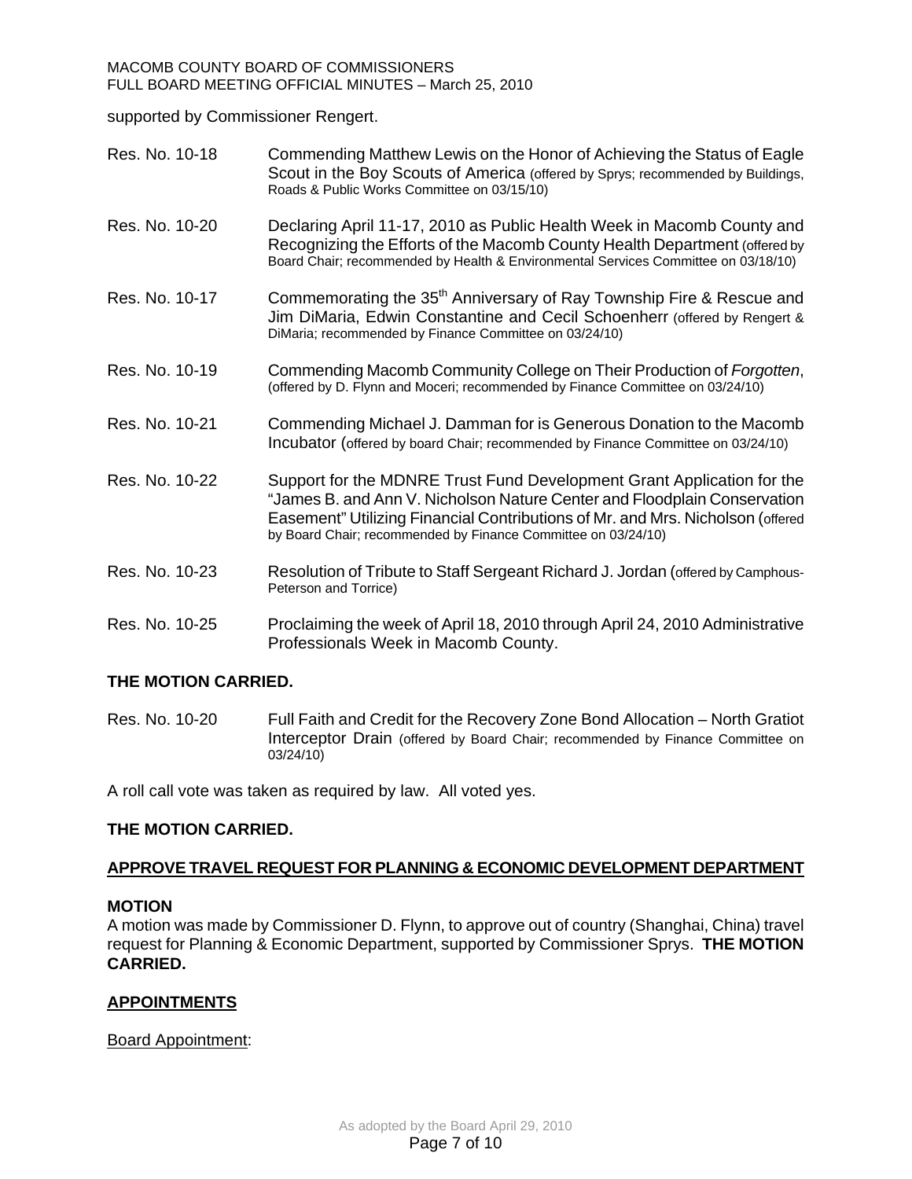supported by Commissioner Rengert.

Res. No. 10-18 Commending Matthew Lewis on the Honor of Achieving the Status of Eagle Scout in the Boy Scouts of America (offered by Sprys; recommended by Buildings, Roads & Public Works Committee on 03/15/10)

Res. No. 10-20 Declaring April 11-17, 2010 as Public Health Week in Macomb County and Recognizing the Efforts of the Macomb County Health Department (offered by Board Chair; recommended by Health & Environmental Services Committee on 03/18/10)

Res. No. 10-17 Commemorating the 35th Anniversary of Ray Township Fire & Rescue and Jim DiMaria, Edwin Constantine and Cecil Schoenherr (offered by Rengert & DiMaria; recommended by Finance Committee on 03/24/10)

Res. No. 10-19 Commending Macomb Community College on Their Production of *Forgotten*, (offered by D. Flynn and Moceri; recommended by Finance Committee on 03/24/10)

Res. No. 10-21 Commending Michael J. Damman for is Generous Donation to the Macomb Incubator (offered by board Chair; recommended by Finance Committee on 03/24/10)

Res. No. 10-22 Support for the MDNRE Trust Fund Development Grant Application for the "James B. and Ann V. Nicholson Nature Center and Floodplain Conservation Easement" Utilizing Financial Contributions of Mr. and Mrs. Nicholson (offered by Board Chair; recommended by Finance Committee on 03/24/10)

Res. No. 10-23 Resolution of Tribute to Staff Sergeant Richard J. Jordan (offered by Camphous-Peterson and Torrice)

Res. No. 10-25 Proclaiming the week of April 18, 2010 through April 24, 2010 Administrative Professionals Week in Macomb County.

**THE MOTION CARRIED.**

Res. No. 10-20 Full Faith and Credit for the Recovery Zone Bond Allocation – North Gratiot Interceptor Drain (offered by Board Chair; recommended by Finance Committee on 03/24/10)

A roll call vote was taken as required by law. All voted yes.

**THE MOTION CARRIED.**

**APPROVE TRAVEL REQUEST FOR PLANNING & ECONOMIC DEVELOPMENT DEPARTMENT**

**MOTION**

A motion was made by Commissioner D. Flynn, to approve out of country (Shanghai, China) travel request for Planning & Economic Department, supported by Commissioner Sprys. **THE MOTION CARRIED.**

**APPOINTMENTS**

Board Appointment: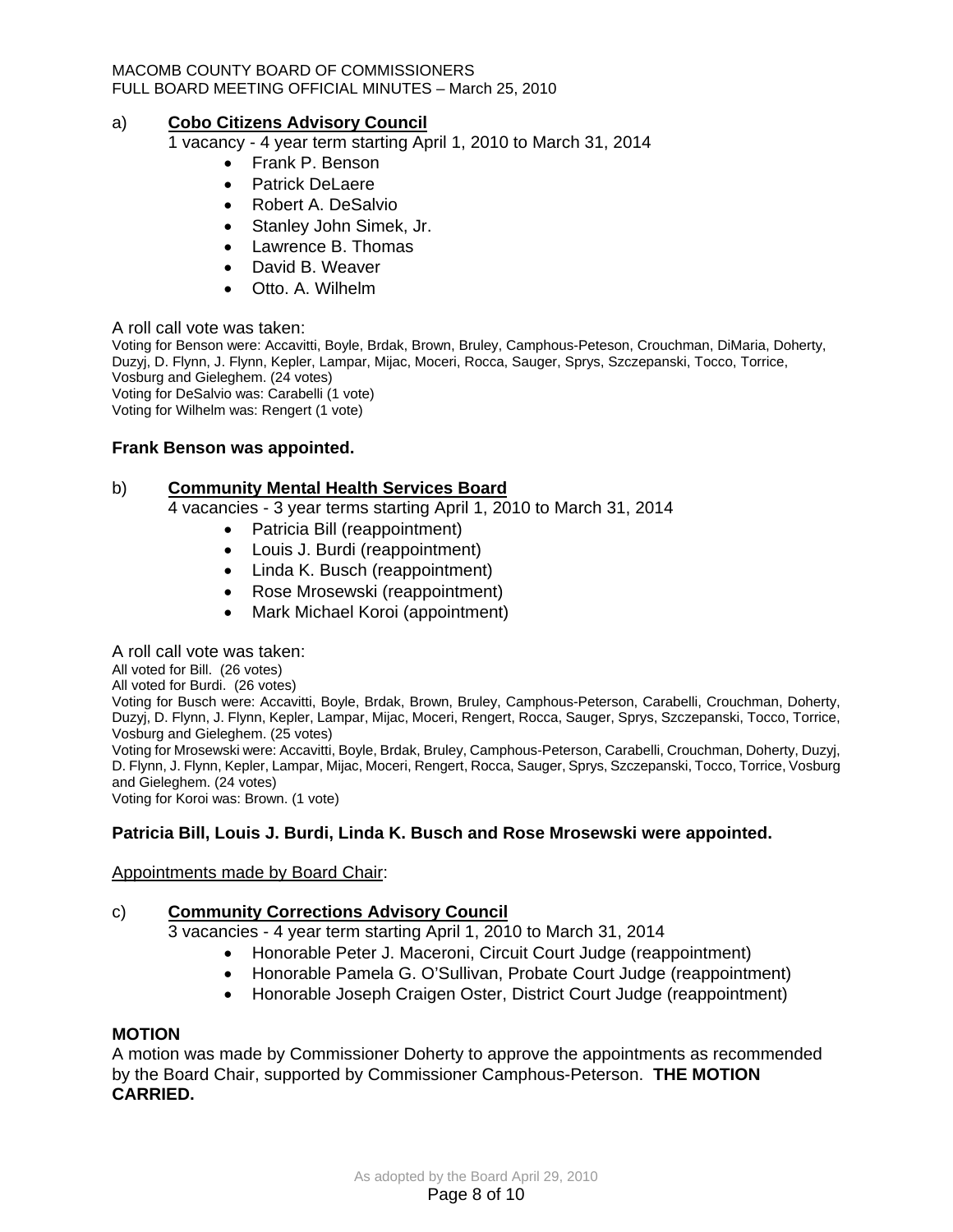a) **Cobo Citizens Advisory Council**

1 vacancy - 4 year term starting April 1, 2010 to March 31, 2014

- Frank P. Benson
- Patrick DeLaere
- Robert A. DeSalvio
- Stanley John Simek, Jr.
- Lawrence B. Thomas
- David B. Weaver
- Otto. A. Wilhelm

A roll call vote was taken:

Voting for Benson were: Accavitti, Boyle, Brdak, Brown, Bruley, Camphous-Peteson, Crouchman, DiMaria, Doherty, Duzyj, D. Flynn, J. Flynn, Kepler, Lampar, Mijac, Moceri, Rocca, Sauger, Sprys, Szczepanski, Tocco, Torrice, Vosburg and Gieleghem. (24 votes)
Voting for DeSalvio was: Carabelli (1 vote)
Voting for Wilhelm was: Rengert (1 vote)

**Frank Benson was appointed.**

b) **Community Mental Health Services Board**

4 vacancies - 3 year terms starting April 1, 2010 to March 31, 2014

- Patricia Bill (reappointment)
- Louis J. Burdi (reappointment)
- Linda K. Busch (reappointment)
- Rose Mrosewski (reappointment)
- Mark Michael Koroi (appointment)

A roll call vote was taken:

All voted for Bill. (26 votes)
All voted for Burdi. (26 votes)
Voting for Busch were: Accavitti, Boyle, Brdak, Brown, Bruley, Camphous-Peterson, Carabelli, Crouchman, Doherty, Duzyj, D. Flynn, J. Flynn, Kepler, Lampar, Mijac, Moceri, Rengert, Rocca, Sauger, Sprys, Szczepanski, Tocco, Torrice, Vosburg and Gieleghem. (25 votes)
Voting for Mrosewski were: Accavitti, Boyle, Brdak, Bruley, Camphous-Peterson, Carabelli, Crouchman, Doherty, Duzyj, D. Flynn, J. Flynn, Kepler, Lampar, Mijac, Moceri, Rengert, Rocca, Sauger, Sprys, Szczepanski, Tocco, Torrice, Vosburg and Gieleghem. (24 votes)
Voting for Koroi was: Brown. (1 vote)

**Patricia Bill, Louis J. Burdi, Linda K. Busch and Rose Mrosewski were appointed.**

Appointments made by Board Chair:

c) **Community Corrections Advisory Council**

3 vacancies - 4 year term starting April 1, 2010 to March 31, 2014

- Honorable Peter J. Maceroni, Circuit Court Judge (reappointment)
- Honorable Pamela G. O'Sullivan, Probate Court Judge (reappointment)
- Honorable Joseph Craigen Oster, District Court Judge (reappointment)

**MOTION**

A motion was made by Commissioner Doherty to approve the appointments as recommended by the Board Chair, supported by Commissioner Camphous-Peterson. **THE MOTION CARRIED.**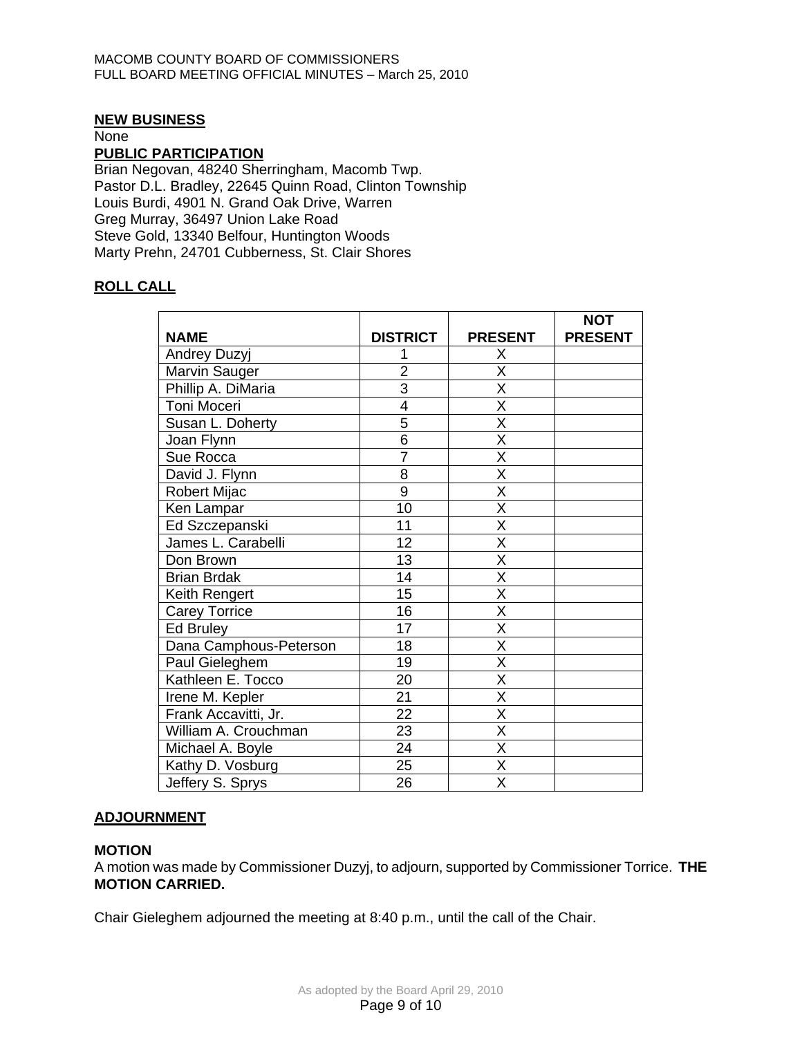**NEW BUSINESS**

None

**PUBLIC PARTICIPATION**

Brian Negovan, 48240 Sherringham, Macomb Twp.
Pastor D.L. Bradley, 22645 Quinn Road, Clinton Township
Louis Burdi, 4901 N. Grand Oak Drive, Warren
Greg Murray, 36497 Union Lake Road
Steve Gold, 13340 Belfour, Huntington Woods
Marty Prehn, 24701 Cubberness, St. Clair Shores

**ROLL CALL**

| NAME | DISTRICT | PRESENT | NOT PRESENT |
|---|---|---|---|
| Andrey Duzyj | 1 | X | |
| Marvin Sauger | 2 | X | |
| Phillip A. DiMaria | 3 | X | |
| Toni Moceri | 4 | X | |
| Susan L. Doherty | 5 | X | |
| Joan Flynn | 6 | X | |
| Sue Rocca | 7 | X | |
| David J. Flynn | 8 | X | |
| Robert Mijac | 9 | X | |
| Ken Lampar | 10 | X | |
| Ed Szczepanski | 11 | X | |
| James L. Carabelli | 12 | X | |
| Don Brown | 13 | X | |
| Brian Brdak | 14 | X | |
| Keith Rengert | 15 | X | |
| Carey Torrice | 16 | X | |
| Ed Bruley | 17 | X | |
| Dana Camphous-Peterson | 18 | X | |
| Paul Gieleghem | 19 | X | |
| Kathleen E. Tocco | 20 | X | |
| Irene M. Kepler | 21 | X | |
| Frank Accavitti, Jr. | 22 | X | |
| William A. Crouchman | 23 | X | |
| Michael A. Boyle | 24 | X | |
| Kathy D. Vosburg | 25 | X | |
| Jeffery S. Sprys | 26 | X | |

**ADJOURNMENT**

**MOTION**

A motion was made by Commissioner Duzyj, to adjourn, supported by Commissioner Torrice. **THE MOTION CARRIED.**

Chair Gieleghem adjourned the meeting at 8:40 p.m., until the call of the Chair.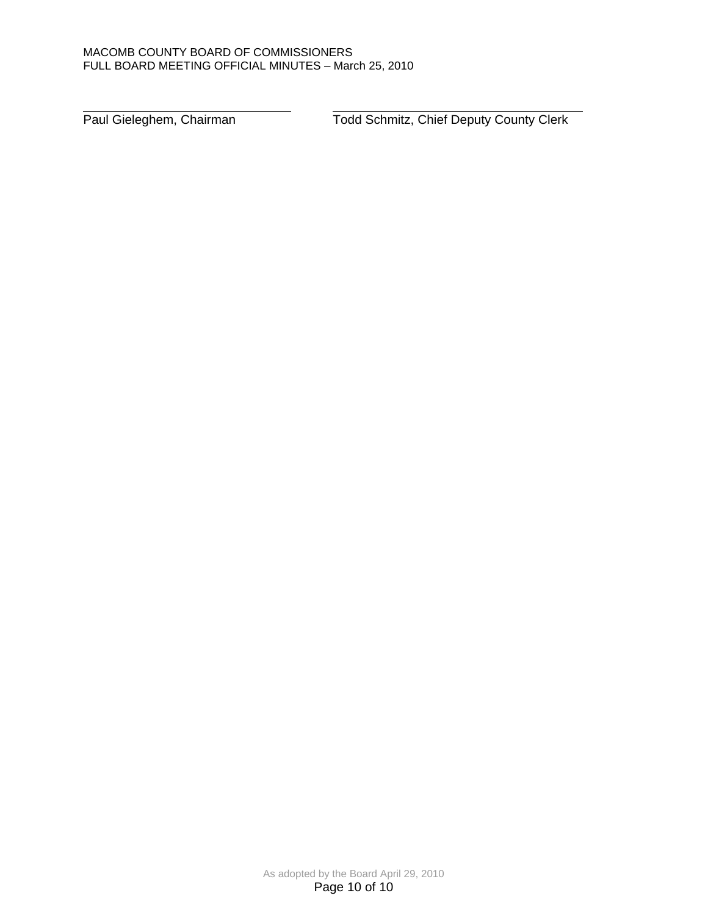Paul Gieleghem, Chairman

Todd Schmitz, Chief Deputy County Clerk

As adopted by the Board April 29, 2010